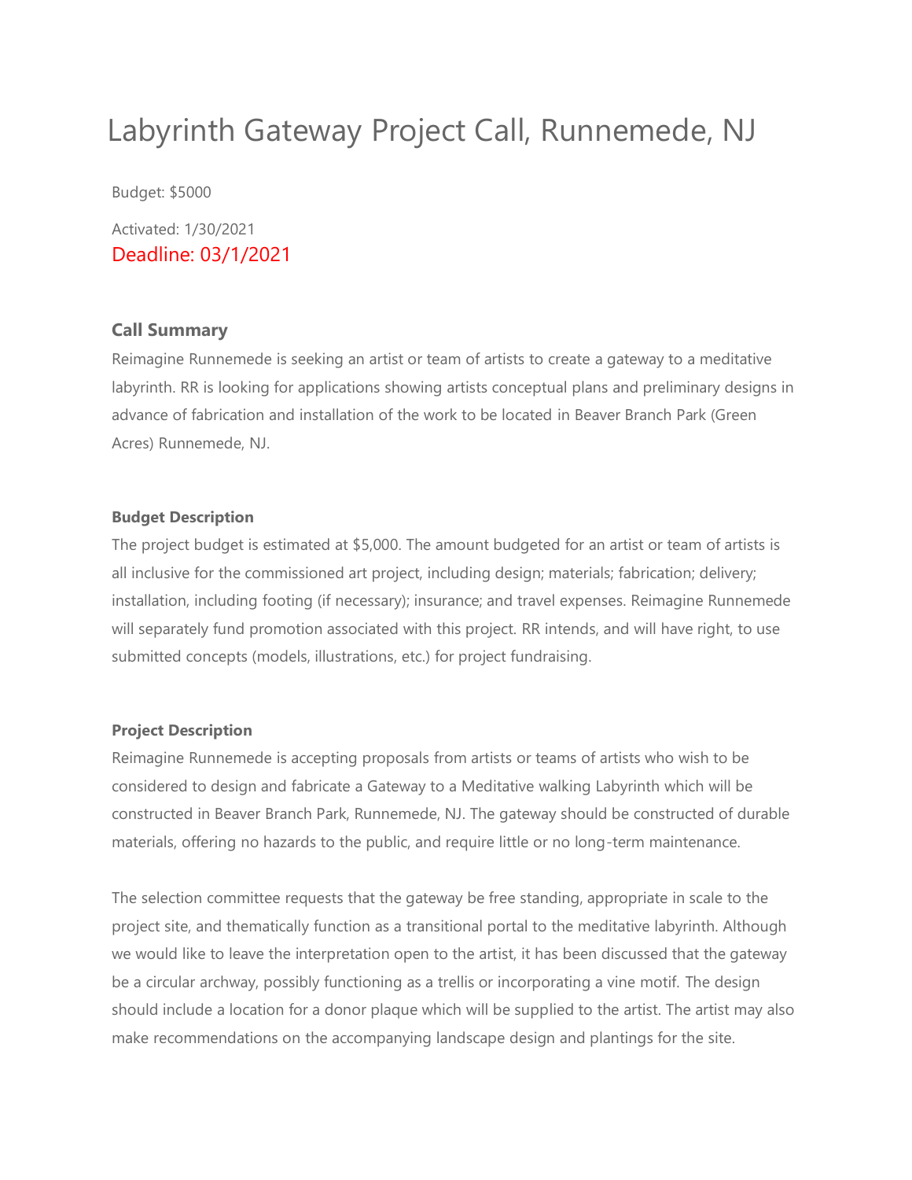# Labyrinth Gateway Project Call, Runnemede, NJ

Budget: $5000

Activated: 1/30/2021

Deadline: 03/1/2021

### Call Summary

Reimagine Runnemede is seeking an artist or team of artists to create a gateway to a meditative labyrinth. RR is looking for applications showing artists conceptual plans and preliminary designs in advance of fabrication and installation of the work to be located in Beaver Branch Park (Green Acres) Runnemede, NJ.

#### Budget Description

The project budget is estimated at $5,000. The amount budgeted for an artist or team of artists is all inclusive for the commissioned art project, including design; materials; fabrication; delivery; installation, including footing (if necessary); insurance; and travel expenses. Reimagine Runnemede will separately fund promotion associated with this project. RR intends, and will have right, to use submitted concepts (models, illustrations, etc.) for project fundraising.

#### Project Description

Reimagine Runnemede is accepting proposals from artists or teams of artists who wish to be considered to design and fabricate a Gateway to a Meditative walking Labyrinth which will be constructed in Beaver Branch Park, Runnemede, NJ. The gateway should be constructed of durable materials, offering no hazards to the public, and require little or no long-term maintenance.

The selection committee requests that the gateway be free standing, appropriate in scale to the project site, and thematically function as a transitional portal to the meditative labyrinth. Although we would like to leave the interpretation open to the artist, it has been discussed that the gateway be a circular archway, possibly functioning as a trellis or incorporating a vine motif. The design should include a location for a donor plaque which will be supplied to the artist. The artist may also make recommendations on the accompanying landscape design and plantings for the site.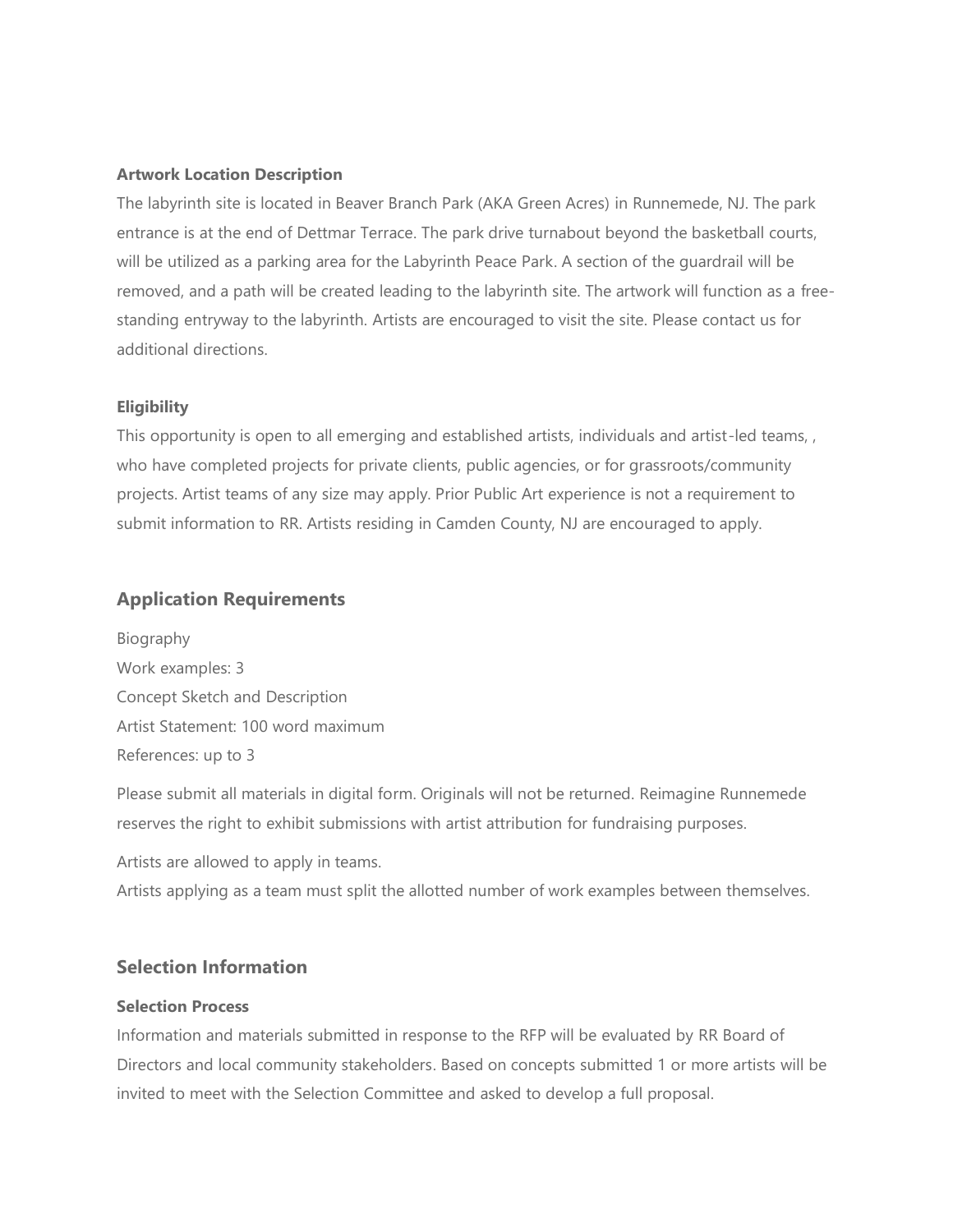**Artwork Location Description**

The labyrinth site is located in Beaver Branch Park (AKA Green Acres) in Runnemede, NJ. The park entrance is at the end of Dettmar Terrace. The park drive turnabout beyond the basketball courts, will be utilized as a parking area for the Labyrinth Peace Park. A section of the guardrail will be removed, and a path will be created leading to the labyrinth site. The artwork will function as a free-standing entryway to the labyrinth. Artists are encouraged to visit the site. Please contact us for additional directions.

**Eligibility**

This opportunity is open to all emerging and established artists, individuals and artist-led teams, , who have completed projects for private clients, public agencies, or for grassroots/community projects. Artist teams of any size may apply. Prior Public Art experience is not a requirement to submit information to RR. Artists residing in Camden County, NJ are encouraged to apply.

## Application Requirements

Biography
Work examples: 3
Concept Sketch and Description
Artist Statement: 100 word maximum
References: up to 3

Please submit all materials in digital form. Originals will not be returned. Reimagine Runnemede reserves the right to exhibit submissions with artist attribution for fundraising purposes.

Artists are allowed to apply in teams.
Artists applying as a team must split the allotted number of work examples between themselves.

## Selection Information

**Selection Process**

Information and materials submitted in response to the RFP will be evaluated by RR Board of Directors and local community stakeholders. Based on concepts submitted 1 or more artists will be invited to meet with the Selection Committee and asked to develop a full proposal.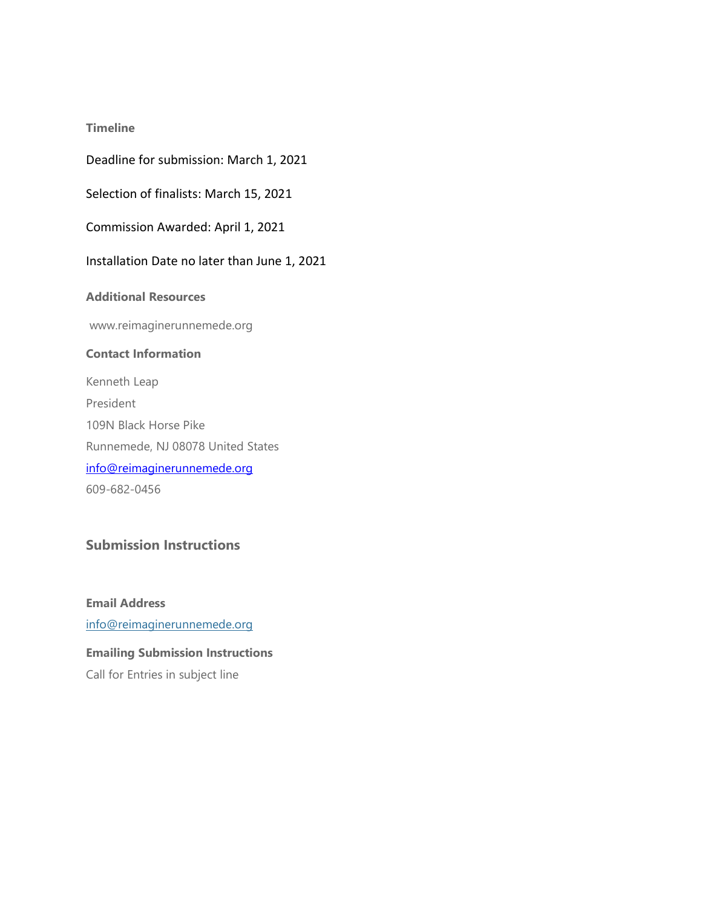### Timeline

Deadline for submission: March 1, 2021

Selection of finalists: March 15, 2021

Commission Awarded: April 1, 2021

Installation Date no later than June 1, 2021

### Additional Resources

www.reimaginerunnemede.org

### Contact Information

Kenneth Leap

President

109N Black Horse Pike

Runnemede, NJ 08078 United States

info@reimaginerunnemede.org

609-682-0456

## Submission Instructions

### Email Address

info@reimaginerunnemede.org

### Emailing Submission Instructions

Call for Entries in subject line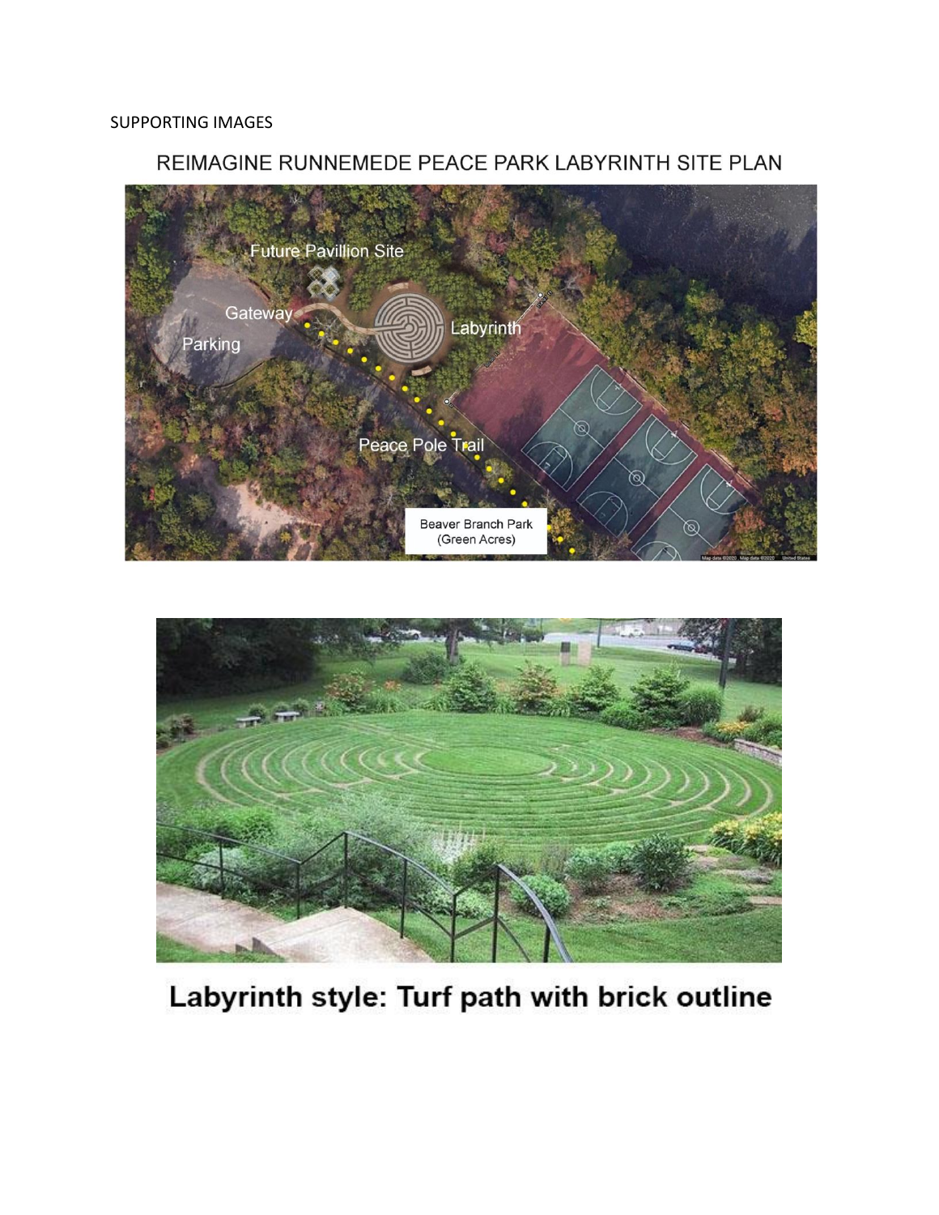SUPPORTING IMAGES

REIMAGINE RUNNEMEDE PEACE PARK LABYRINTH SITE PLAN

Labyrinth style: Turf path with brick outline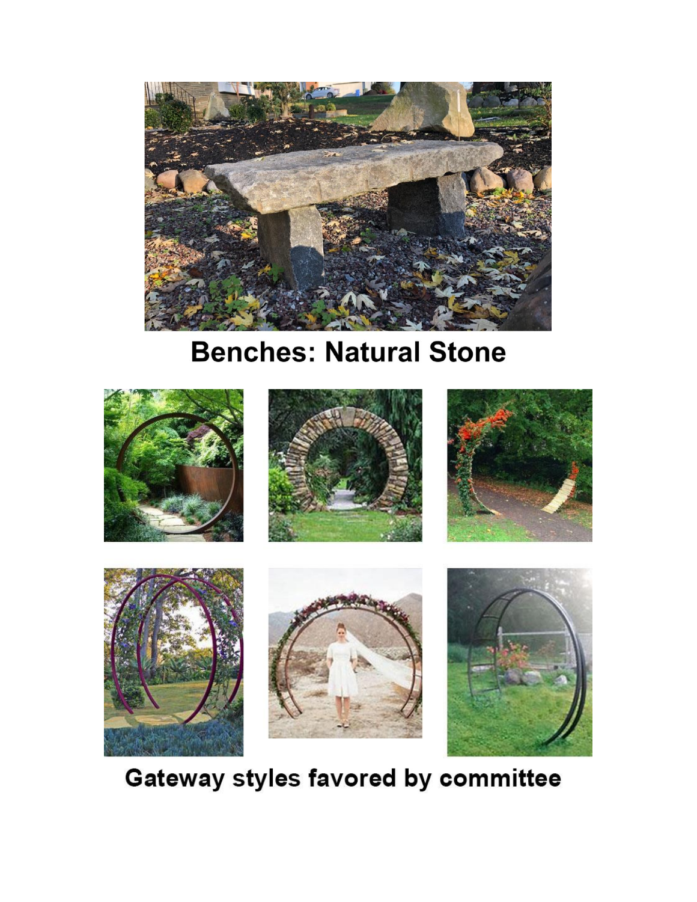**Benches: Natural Stone**

**Gateway styles favored by committee**